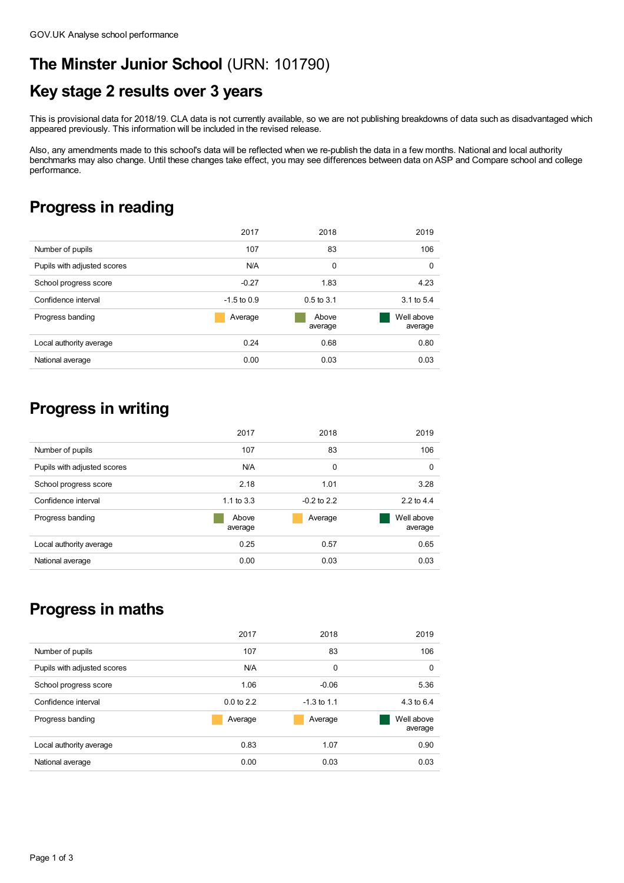GOV.UK Analyse school performance

# The Minster Junior School (URN: 101790)

## Key stage 2 results over 3 years

This is provisional data for 2018/19. CLA data is not currently available, so we are not publishing breakdowns of data such as disadvantaged which appeared previously. This information will be included in the revised release.

Also, any amendments made to this school's data will be reflected when we re-publish the data in a few months. National and local authority benchmarks may also change. Until these changes take effect, you may see differences between data on ASP and Compare school and college performance.

## Progress in reading

| | 2017 | 2018 | 2019 |
|---|---|---|---|
| Number of pupils | 107 | 83 | 106 |
| Pupils with adjusted scores | N/A | 0 | 0 |
| School progress score | -0.27 | 1.83 | 4.23 |
| Confidence interval | -1.5 to 0.9 | 0.5 to 3.1 | 3.1 to 5.4 |
| Progress banding | Average | Above average | Well above average |
| Local authority average | 0.24 | 0.68 | 0.80 |
| National average | 0.00 | 0.03 | 0.03 |

## Progress in writing

| | 2017 | 2018 | 2019 |
|---|---|---|---|
| Number of pupils | 107 | 83 | 106 |
| Pupils with adjusted scores | N/A | 0 | 0 |
| School progress score | 2.18 | 1.01 | 3.28 |
| Confidence interval | 1.1 to 3.3 | -0.2 to 2.2 | 2.2 to 4.4 |
| Progress banding | Above average | Average | Well above average |
| Local authority average | 0.25 | 0.57 | 0.65 |
| National average | 0.00 | 0.03 | 0.03 |

## Progress in maths

| | 2017 | 2018 | 2019 |
|---|---|---|---|
| Number of pupils | 107 | 83 | 106 |
| Pupils with adjusted scores | N/A | 0 | 0 |
| School progress score | 1.06 | -0.06 | 5.36 |
| Confidence interval | 0.0 to 2.2 | -1.3 to 1.1 | 4.3 to 6.4 |
| Progress banding | Average | Average | Well above average |
| Local authority average | 0.83 | 1.07 | 0.90 |
| National average | 0.00 | 0.03 | 0.03 |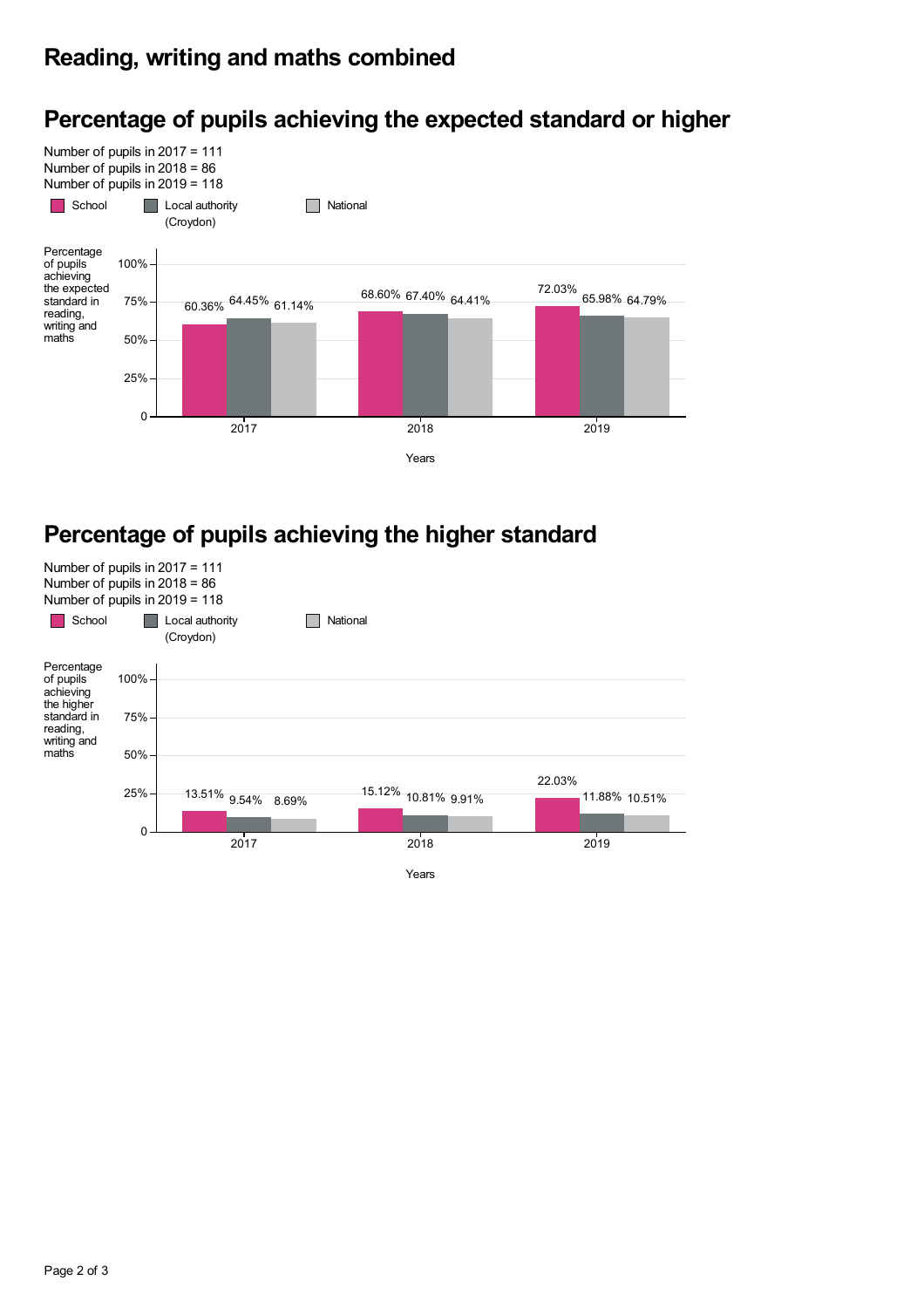# Reading, writing and maths combined

## Percentage of pupils achieving the expected standard or higher

Number of pupils in 2017 = 111
Number of pupils in 2018 = 86
Number of pupils in 2019 = 118

Percentage of pupils achieving the expected standard in reading, writing and maths

| Years | School | Local authority (Croydon) | National |
|---|---|---|---|
| 2017 | 60.36% | 64.45% | 61.14% |
| 2018 | 68.60% | 67.40% | 64.41% |
| 2019 | 72.03% | 65.98% | 64.79% |

## Percentage of pupils achieving the higher standard

Number of pupils in 2017 = 111
Number of pupils in 2018 = 86
Number of pupils in 2019 = 118

Percentage of pupils achieving the higher standard in reading, writing and maths

| Years | School | Local authority (Croydon) | National |
|---|---|---|---|
| 2017 | 13.51% | 9.54% | 8.69% |
| 2018 | 15.12% | 10.81% | 9.91% |
| 2019 | 22.03% | 11.88% | 10.51% |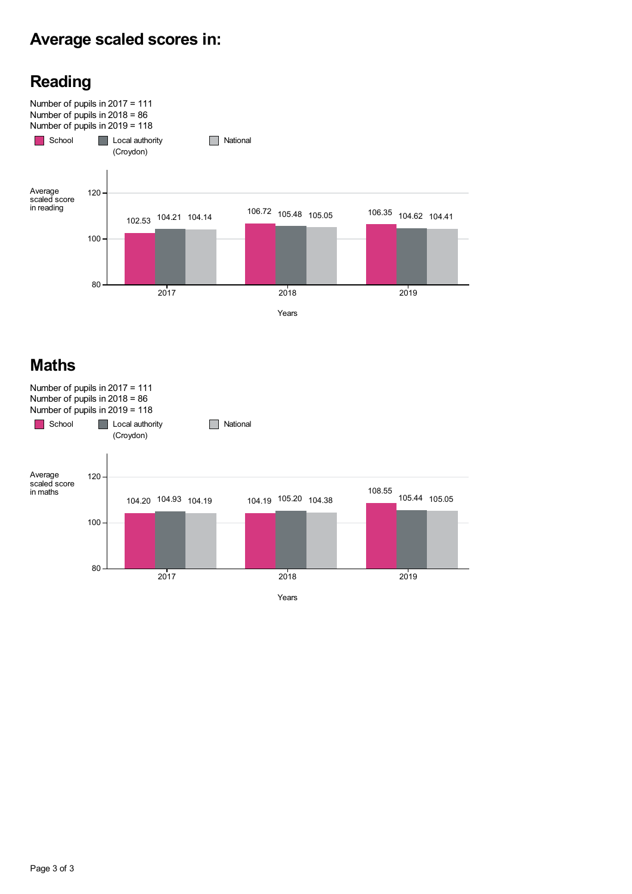# Average scaled scores in:

## Reading

Number of pupils in 2017 = 111
Number of pupils in 2018 = 86
Number of pupils in 2019 = 118

School
Local authority (Croydon)
National

Average scaled score in reading

120
100
80

102.53 104.21 104.14
106.72 105.48 105.05
106.35 104.62 104.41

2017
2018
2019

Years

## Maths

Number of pupils in 2017 = 111
Number of pupils in 2018 = 86
Number of pupils in 2019 = 118

School
Local authority (Croydon)
National

Average scaled score in maths

120
100
80

104.20 104.93 104.19
104.19 105.20 104.38
108.55 105.44 105.05

2017
2018
2019

Years